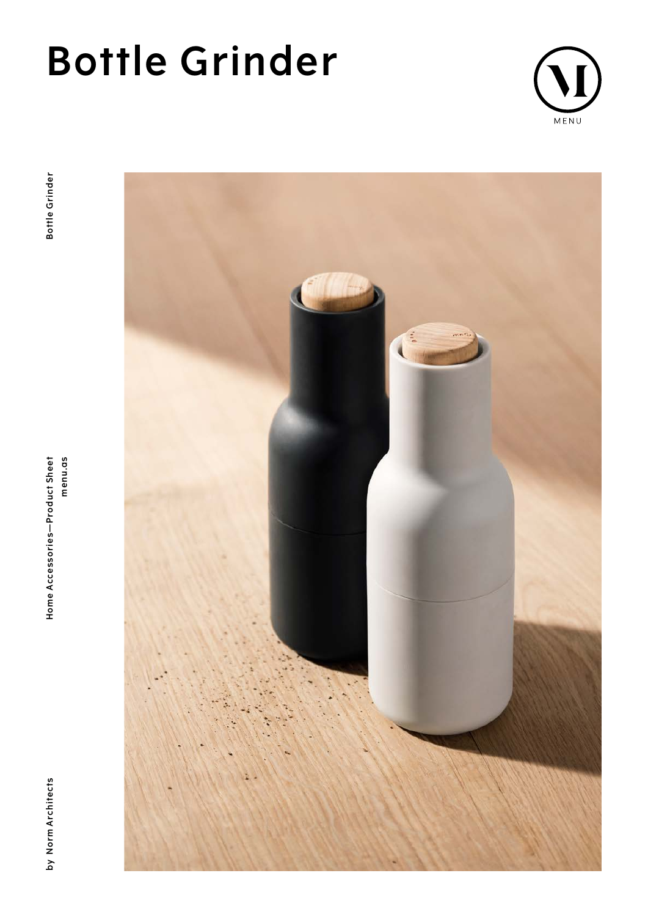# Bottle Grinder

MENU

Bottle Grinder

Home Accessories—Product Sheet
menu.as

by Norm Architects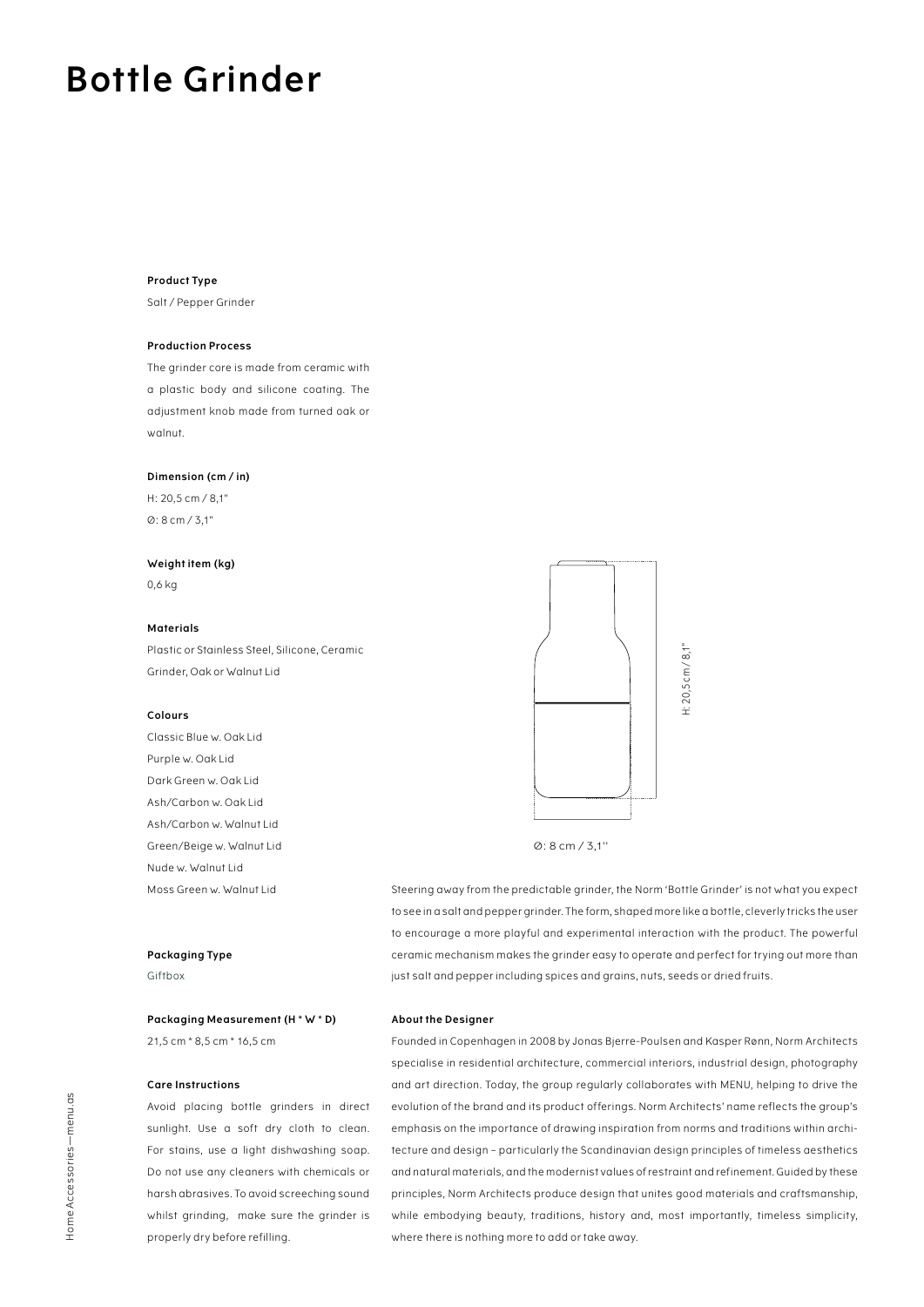# Bottle Grinder

**Product Type**

Salt / Pepper Grinder

**Production Process**

The grinder core is made from ceramic with a plastic body and silicone coating. The adjustment knob made from turned oak or walnut.

**Dimension (cm / in)**

H: 20,5 cm / 8,1"

Ø: 8 cm / 3,1"

**Weight item (kg)**

0,6 kg

**Materials**

Plastic or Stainless Steel, Silicone, Ceramic Grinder, Oak or Walnut Lid

**Colours**

Classic Blue w. Oak Lid
Purple w. Oak Lid
Dark Green w. Oak Lid
Ash/Carbon w. Oak Lid
Ash/Carbon w. Walnut Lid
Green/Beige w. Walnut Lid
Nude w. Walnut Lid
Moss Green w. Walnut Lid

**Packaging Type**

Giftbox

**Packaging Measurement (H * W * D)**

21,5 cm * 8,5 cm * 16,5 cm

**Care Instructions**

Avoid placing bottle grinders in direct sunlight. Use a soft dry cloth to clean. For stains, use a light dishwashing soap. Do not use any cleaners with chemicals or harsh abrasives. To avoid screeching sound whilst grinding, make sure the grinder is properly dry before refilling.

H: 20,5 cm / 8,1"

Ø: 8 cm / 3,1''

Steering away from the predictable grinder, the Norm 'Bottle Grinder' is not what you expect to see in a salt and pepper grinder. The form, shaped more like a bottle, cleverly tricks the user to encourage a more playful and experimental interaction with the product. The powerful ceramic mechanism makes the grinder easy to operate and perfect for trying out more than just salt and pepper including spices and grains, nuts, seeds or dried fruits.

**About the Designer**

Founded in Copenhagen in 2008 by Jonas Bjerre-Poulsen and Kasper Rønn, Norm Architects specialise in residential architecture, commercial interiors, industrial design, photography and art direction. Today, the group regularly collaborates with MENU, helping to drive the evolution of the brand and its product offerings. Norm Architects' name reflects the group's emphasis on the importance of drawing inspiration from norms and traditions within architecture and design – particularly the Scandinavian design principles of timeless aesthetics and natural materials, and the modernist values of restraint and refinement. Guided by these principles, Norm Architects produce design that unites good materials and craftsmanship, while embodying beauty, traditions, history and, most importantly, timeless simplicity, where there is nothing more to add or take away.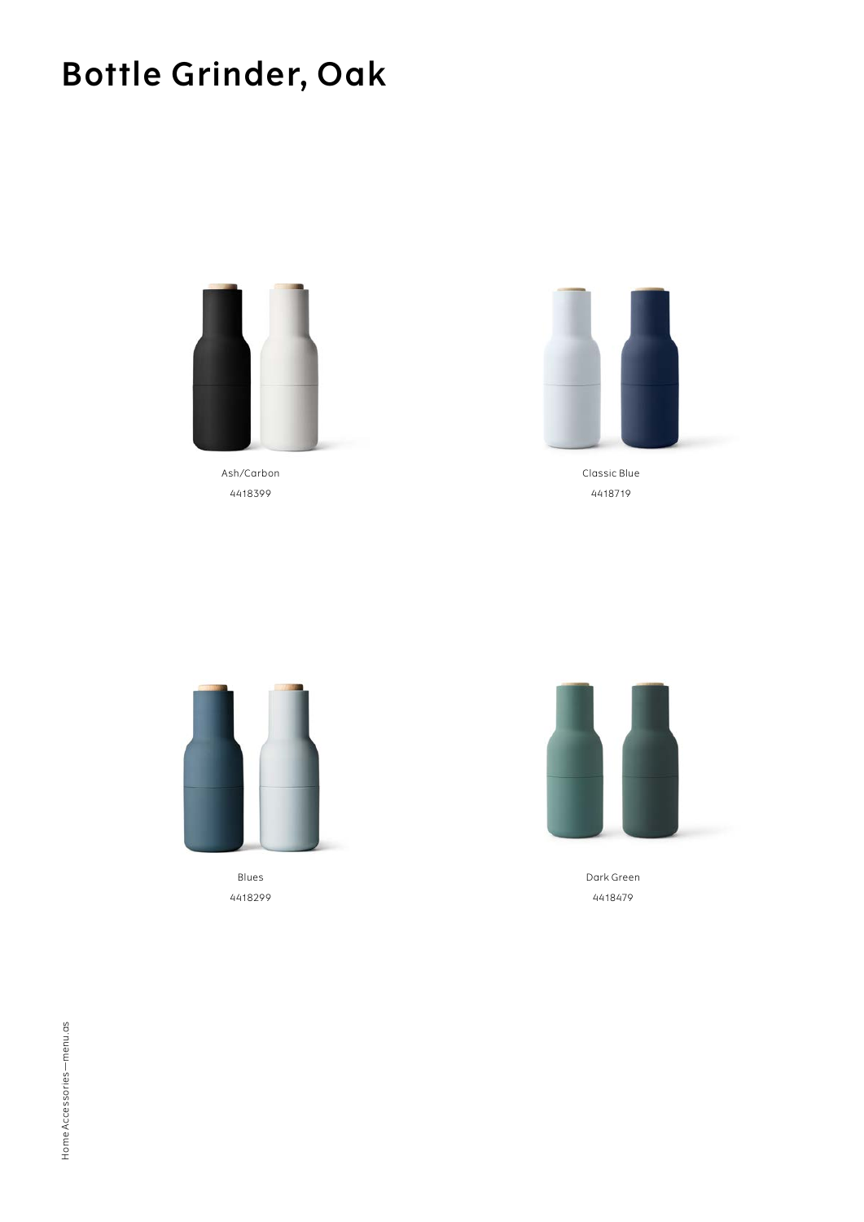# Bottle Grinder, Oak

Ash/Carbon
4418399

Classic Blue
4418719

Blues
4418299

Dark Green
4418479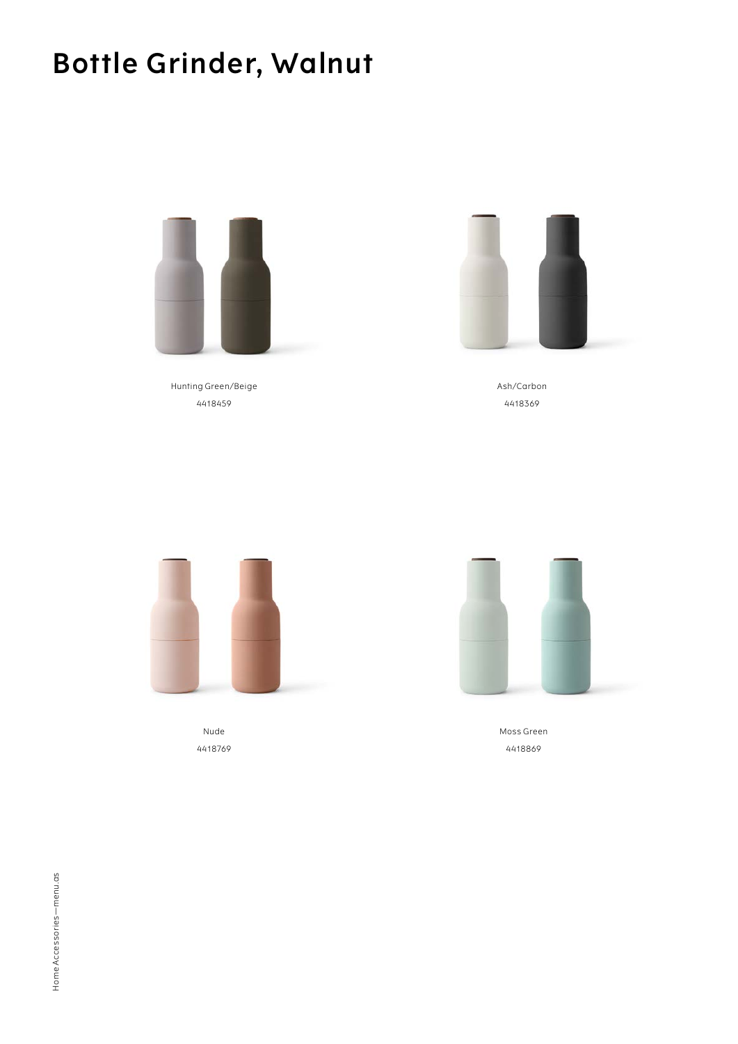# Bottle Grinder, Walnut

Hunting Green/Beige
4418459

Ash/Carbon
4418369

Nude
4418769

Moss Green
4418869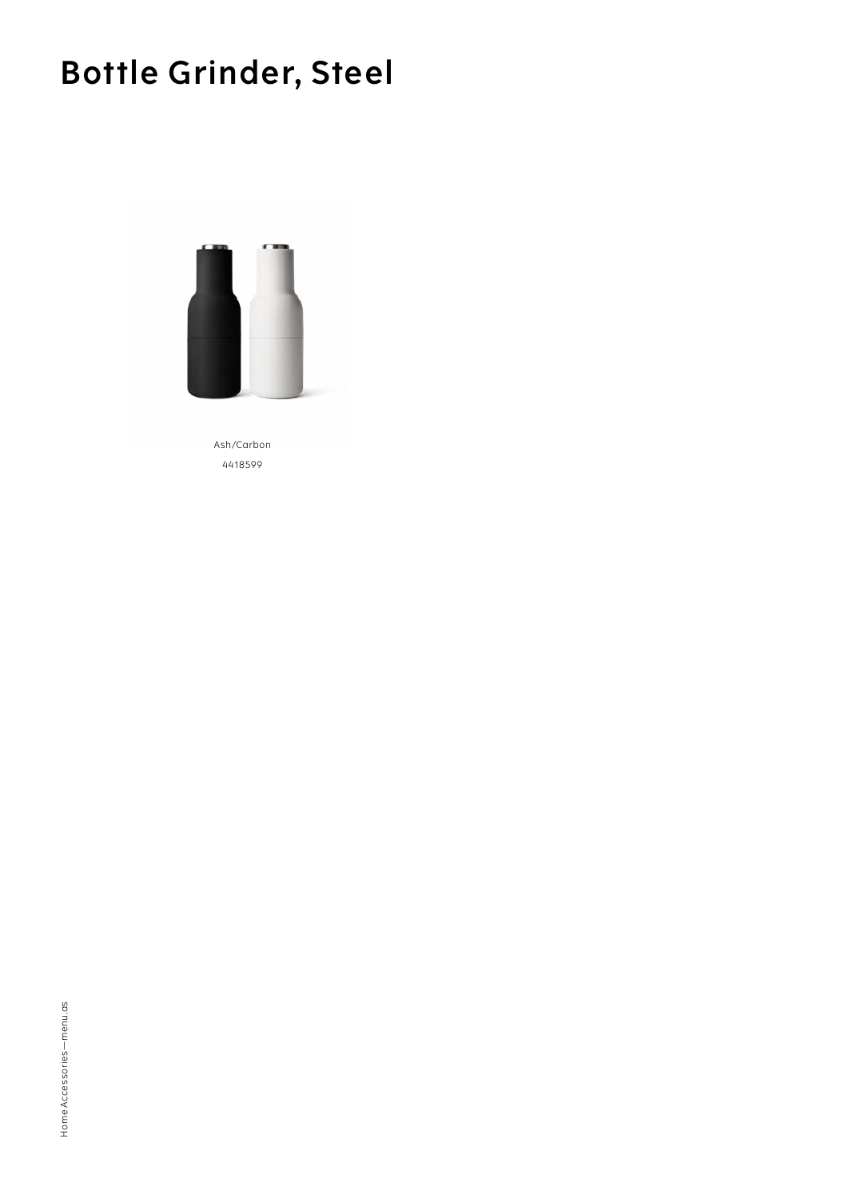# Bottle Grinder, Steel

Ash/Carbon

4418599